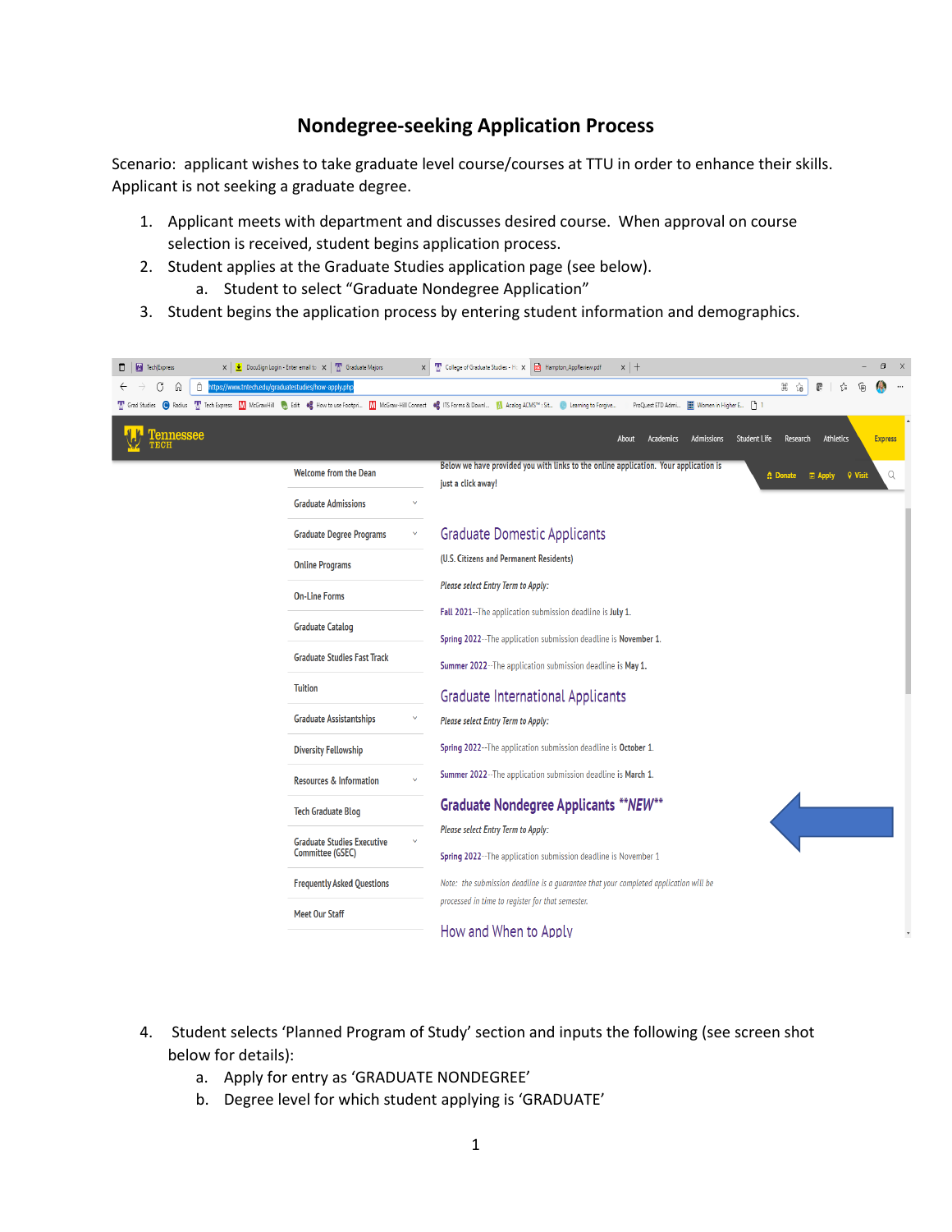# Nondegree-seeking Application Process

Scenario: applicant wishes to take graduate level course/courses at TTU in order to enhance their skills. Applicant is not seeking a graduate degree.

1. Applicant meets with department and discusses desired course. When approval on course selection is received, student begins application process.
2. Student applies at the Graduate Studies application page (see below).
   a. Student to select "Graduate Nondegree Application"
3. Student begins the application process by entering student information and demographics.

4. Student selects 'Planned Program of Study' section and inputs the following (see screen shot below for details):
   a. Apply for entry as 'GRADUATE NONDEGREE'
   b. Degree level for which student applying is 'GRADUATE'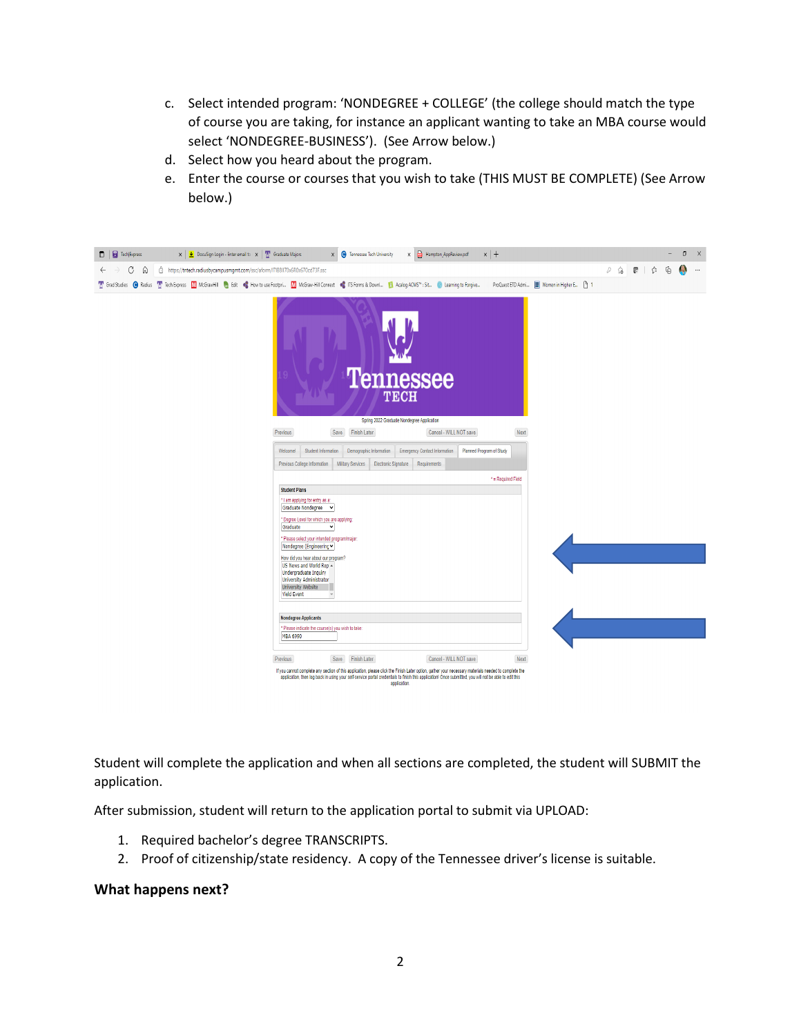c. Select intended program: 'NONDEGREE + COLLEGE' (the college should match the type of course you are taking, for instance an applicant wanting to take an MBA course would select 'NONDEGREE-BUSINESS'). (See Arrow below.)

d. Select how you heard about the program.

e. Enter the course or courses that you wish to take (THIS MUST BE COMPLETE) (See Arrow below.)

Student will complete the application and when all sections are completed, the student will SUBMIT the application.

After submission, student will return to the application portal to submit via UPLOAD:

1. Required bachelor's degree TRANSCRIPTS.
2. Proof of citizenship/state residency. A copy of the Tennessee driver's license is suitable.

**What happens next?**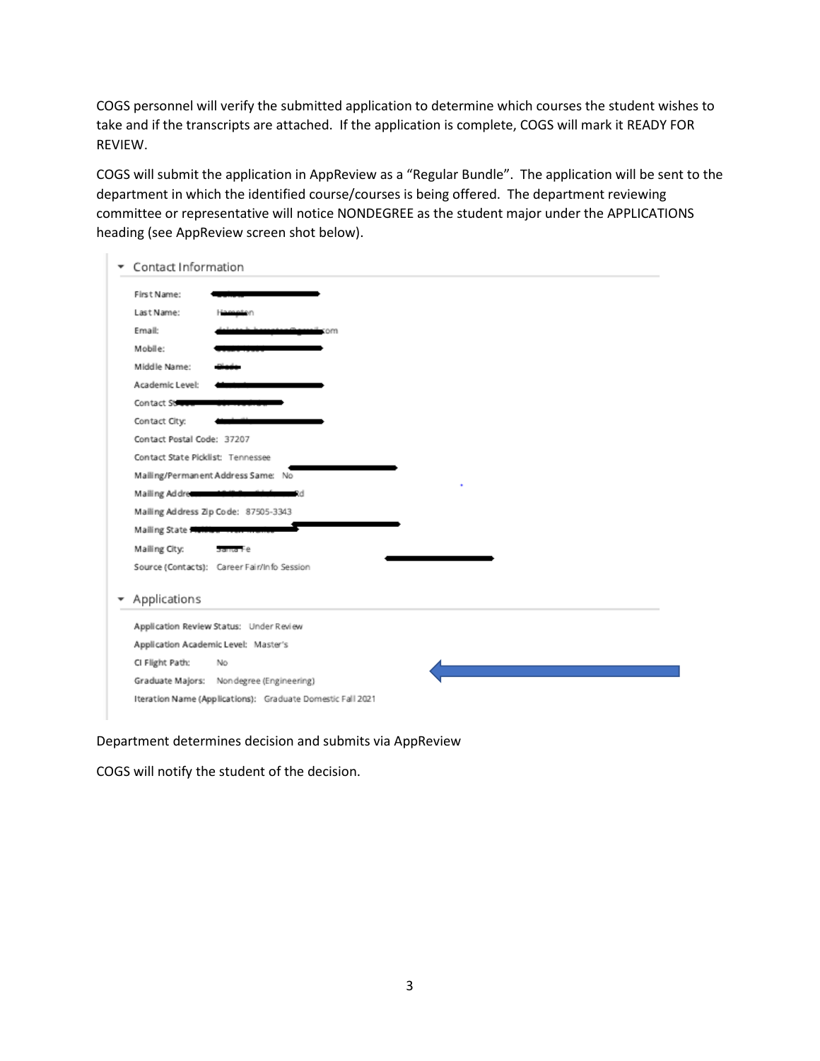COGS personnel will verify the submitted application to determine which courses the student wishes to take and if the transcripts are attached. If the application is complete, COGS will mark it READY FOR REVIEW.

COGS will submit the application in AppReview as a "Regular Bundle". The application will be sent to the department in which the identified course/courses is being offered. The department reviewing committee or representative will notice NONDEGREE as the student major under the APPLICATIONS heading (see AppReview screen shot below).

Contact Information

First Name:
Last Name:
Email:
Mobile:
Middle Name:
Academic Level:
Contact St
Contact City:
Contact Postal Code: 37207
Contact State Picklist: Tennessee
Mailing/Permanent Address Same: No
Mailing Addre Rd
Mailing Address Zip Code: 87505-3343
Mailing State
Mailing City:
Source (Contacts): Career Fair/Info Session

Applications

Application Review Status: Under Review
Application Academic Level: Master's
CI Flight Path: No
Graduate Majors: Nondegree (Engineering)
Iteration Name (Applications): Graduate Domestic Fall 2021

Department determines decision and submits via AppReview

COGS will notify the student of the decision.